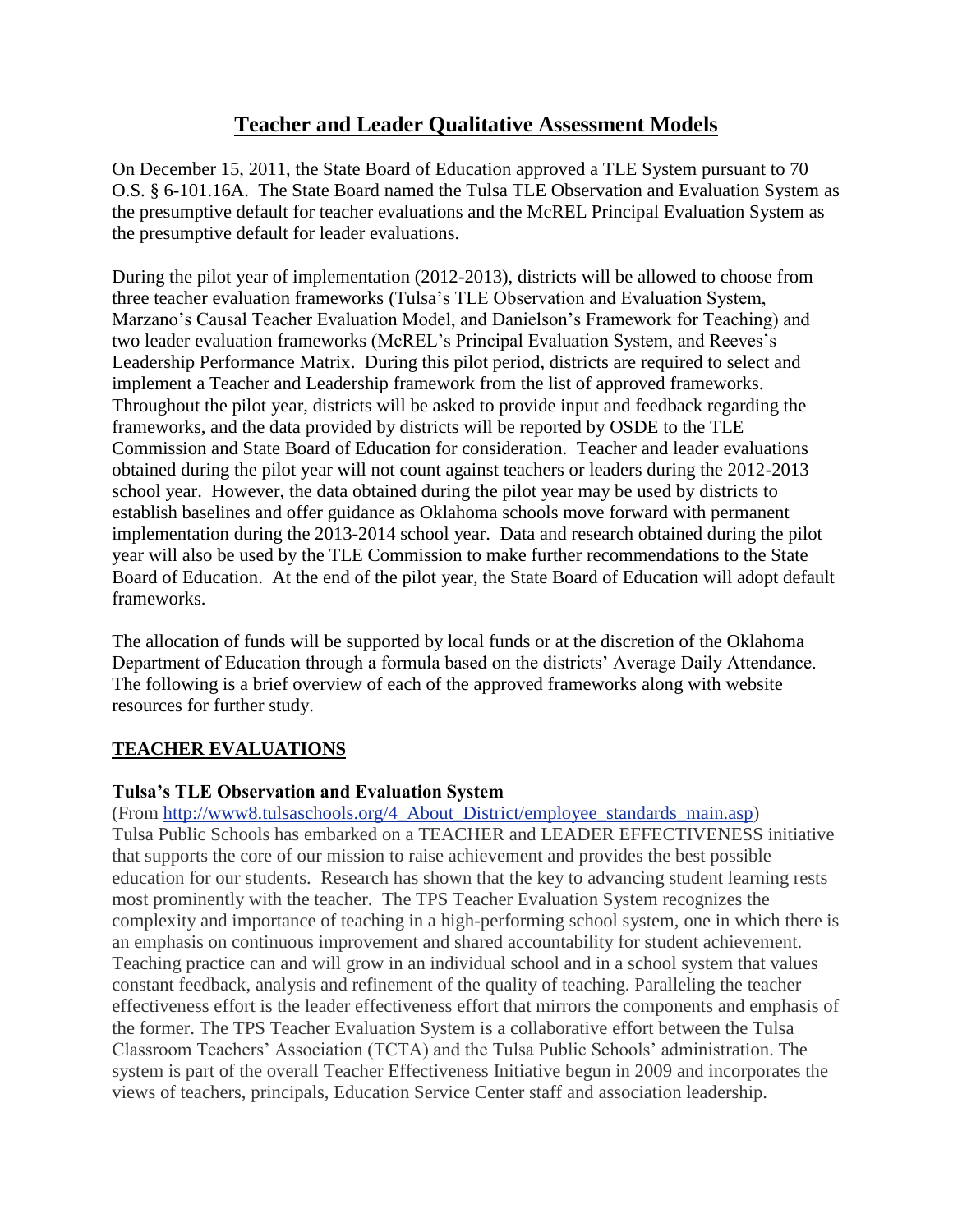# Teacher and Leader Qualitative Assessment Models

On December 15, 2011, the State Board of Education approved a TLE System pursuant to 70 O.S. § 6-101.16A. The State Board named the Tulsa TLE Observation and Evaluation System as the presumptive default for teacher evaluations and the McREL Principal Evaluation System as the presumptive default for leader evaluations.

During the pilot year of implementation (2012-2013), districts will be allowed to choose from three teacher evaluation frameworks (Tulsa's TLE Observation and Evaluation System, Marzano's Causal Teacher Evaluation Model, and Danielson's Framework for Teaching) and two leader evaluation frameworks (McREL's Principal Evaluation System, and Reeves's Leadership Performance Matrix. During this pilot period, districts are required to select and implement a Teacher and Leadership framework from the list of approved frameworks. Throughout the pilot year, districts will be asked to provide input and feedback regarding the frameworks, and the data provided by districts will be reported by OSDE to the TLE Commission and State Board of Education for consideration. Teacher and leader evaluations obtained during the pilot year will not count against teachers or leaders during the 2012-2013 school year. However, the data obtained during the pilot year may be used by districts to establish baselines and offer guidance as Oklahoma schools move forward with permanent implementation during the 2013-2014 school year. Data and research obtained during the pilot year will also be used by the TLE Commission to make further recommendations to the State Board of Education. At the end of the pilot year, the State Board of Education will adopt default frameworks.

The allocation of funds will be supported by local funds or at the discretion of the Oklahoma Department of Education through a formula based on the districts' Average Daily Attendance. The following is a brief overview of each of the approved frameworks along with website resources for further study.

## TEACHER EVALUATIONS

### Tulsa's TLE Observation and Evaluation System

(From http://www8.tulsaschools.org/4_About_District/employee_standards_main.asp)
Tulsa Public Schools has embarked on a TEACHER and LEADER EFFECTIVENESS initiative that supports the core of our mission to raise achievement and provides the best possible education for our students. Research has shown that the key to advancing student learning rests most prominently with the teacher. The TPS Teacher Evaluation System recognizes the complexity and importance of teaching in a high-performing school system, one in which there is an emphasis on continuous improvement and shared accountability for student achievement. Teaching practice can and will grow in an individual school and in a school system that values constant feedback, analysis and refinement of the quality of teaching. Paralleling the teacher effectiveness effort is the leader effectiveness effort that mirrors the components and emphasis of the former. The TPS Teacher Evaluation System is a collaborative effort between the Tulsa Classroom Teachers' Association (TCTA) and the Tulsa Public Schools' administration. The system is part of the overall Teacher Effectiveness Initiative begun in 2009 and incorporates the views of teachers, principals, Education Service Center staff and association leadership.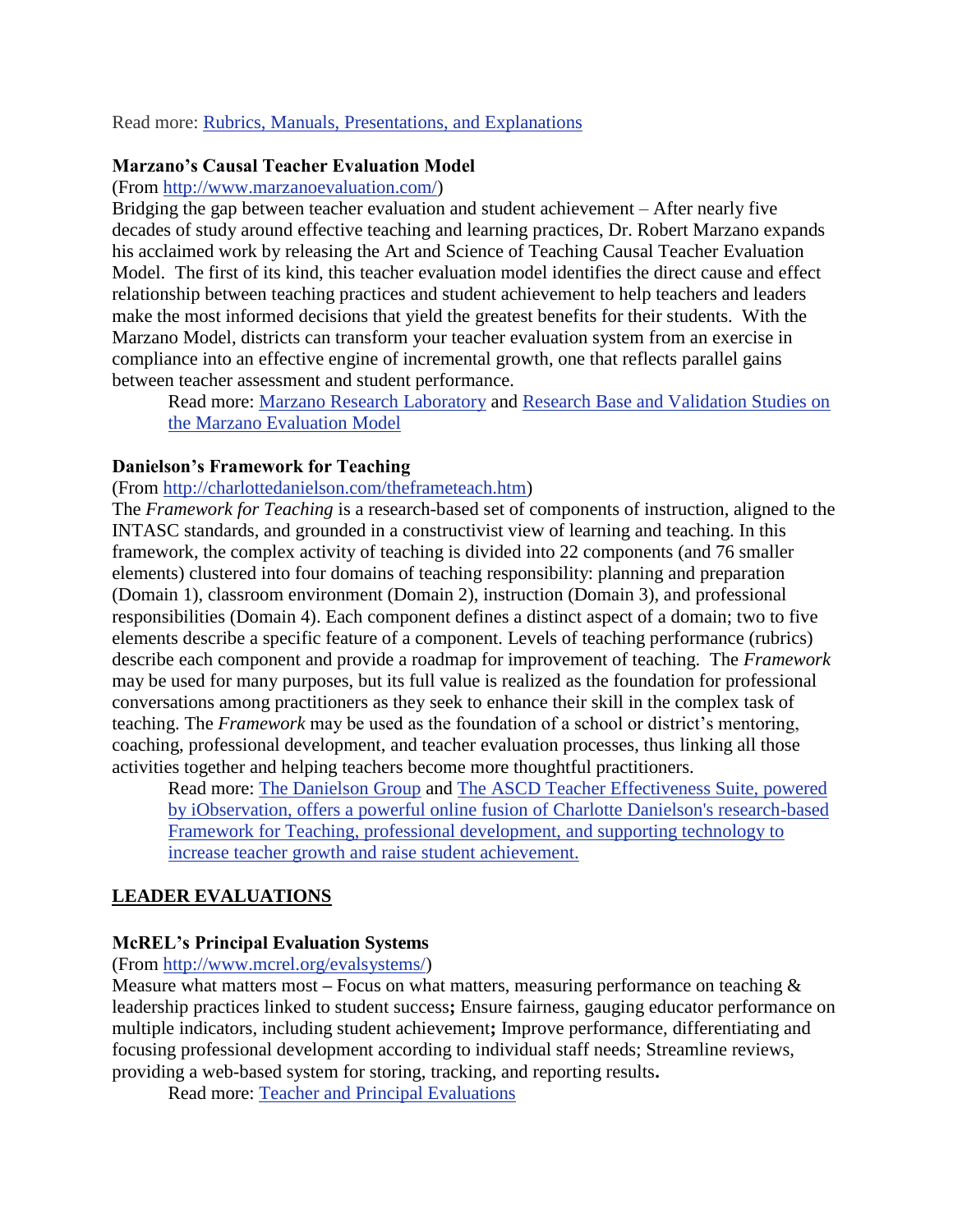Read more: [Rubrics, Manuals, Presentations, and Explanations]

**Marzano's Causal Teacher Evaluation Model**

(From [http://www.marzanoevaluation.com/](http://www.marzanoevaluation.com/))

Bridging the gap between teacher evaluation and student achievement – After nearly five decades of study around effective teaching and learning practices, Dr. Robert Marzano expands his acclaimed work by releasing the Art and Science of Teaching Causal Teacher Evaluation Model. The first of its kind, this teacher evaluation model identifies the direct cause and effect relationship between teaching practices and student achievement to help teachers and leaders make the most informed decisions that yield the greatest benefits for their students. With the Marzano Model, districts can transform your teacher evaluation system from an exercise in compliance into an effective engine of incremental growth, one that reflects parallel gains between teacher assessment and student performance.

Read more: [Marzano Research Laboratory] and [Research Base and Validation Studies on the Marzano Evaluation Model]

**Danielson's Framework for Teaching**

(From [http://charlottedanielson.com/theframeteach.htm](http://charlottedanielson.com/theframeteach.htm))

The *Framework for Teaching* is a research-based set of components of instruction, aligned to the INTASC standards, and grounded in a constructivist view of learning and teaching. In this framework, the complex activity of teaching is divided into 22 components (and 76 smaller elements) clustered into four domains of teaching responsibility: planning and preparation (Domain 1), classroom environment (Domain 2), instruction (Domain 3), and professional responsibilities (Domain 4). Each component defines a distinct aspect of a domain; two to five elements describe a specific feature of a component. Levels of teaching performance (rubrics) describe each component and provide a roadmap for improvement of teaching. The *Framework* may be used for many purposes, but its full value is realized as the foundation for professional conversations among practitioners as they seek to enhance their skill in the complex task of teaching. The *Framework* may be used as the foundation of a school or district's mentoring, coaching, professional development, and teacher evaluation processes, thus linking all those activities together and helping teachers become more thoughtful practitioners.

Read more: [The Danielson Group] and [The ASCD Teacher Effectiveness Suite, powered by iObservation, offers a powerful online fusion of Charlotte Danielson's research-based Framework for Teaching, professional development, and supporting technology to increase teacher growth and raise student achievement.]

## LEADER EVALUATIONS

**McREL's Principal Evaluation Systems**

(From [http://www.mcrel.org/evalsystems/](http://www.mcrel.org/evalsystems/))

Measure what matters most **–** Focus on what matters, measuring performance on teaching & leadership practices linked to student success**;** Ensure fairness, gauging educator performance on multiple indicators, including student achievement**;** Improve performance, differentiating and focusing professional development according to individual staff needs; Streamline reviews, providing a web-based system for storing, tracking, and reporting results**.**

Read more: [Teacher and Principal Evaluations]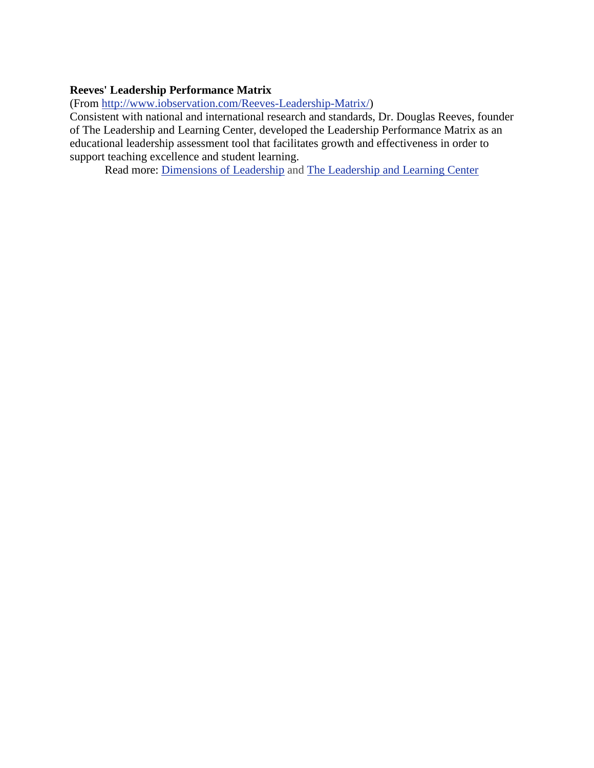**Reeves' Leadership Performance Matrix**

(From http://www.iobservation.com/Reeves-Leadership-Matrix/)

Consistent with national and international research and standards, Dr. Douglas Reeves, founder of The Leadership and Learning Center, developed the Leadership Performance Matrix as an educational leadership assessment tool that facilitates growth and effectiveness in order to support teaching excellence and student learning.

Read more: Dimensions of Leadership and The Leadership and Learning Center